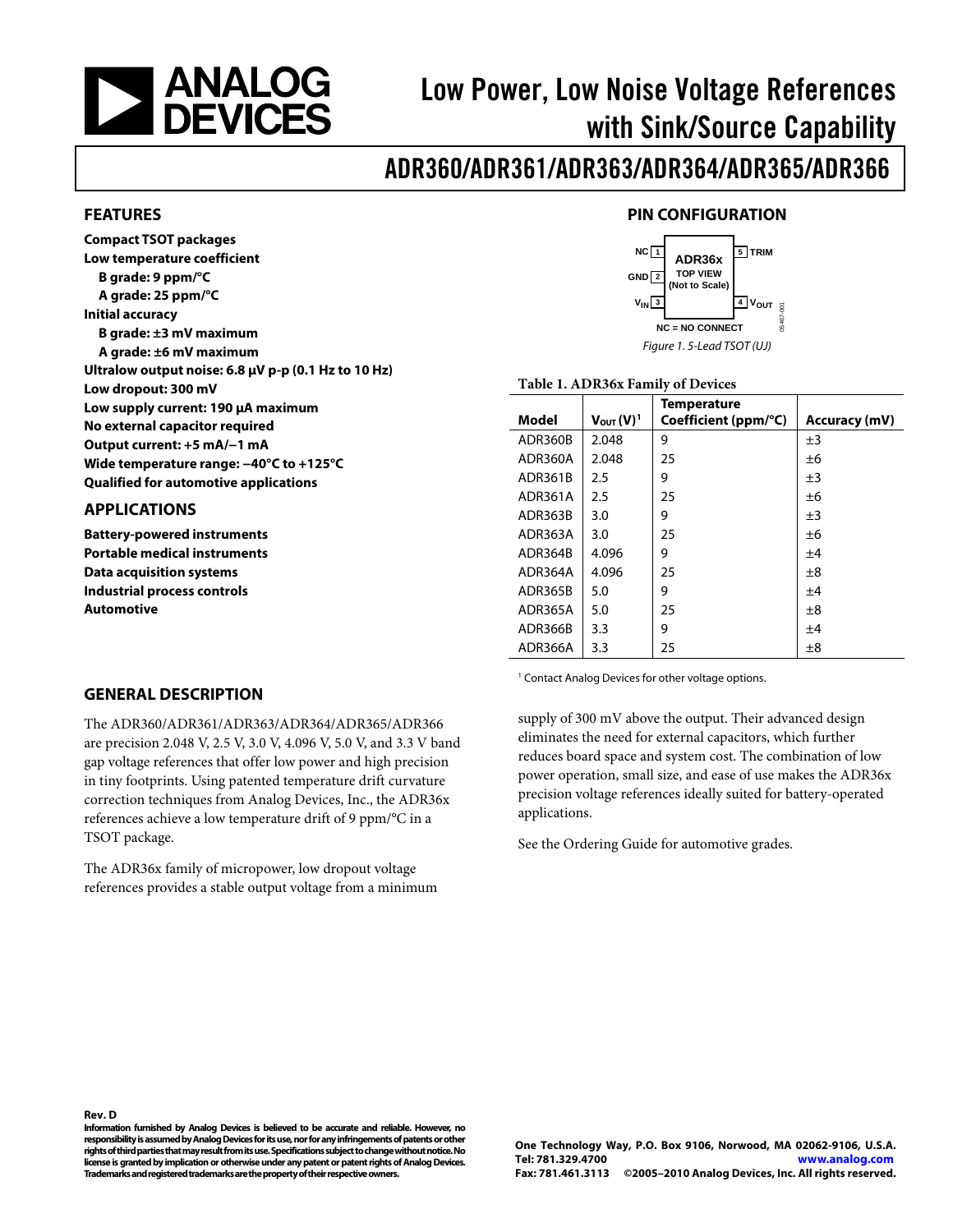# Low Power, Low Noise Voltage References with Sink/Source Capability

# ADR360/ADR361/ADR363/ADR364/ADR365/ADR366

## FEATURES

**Compact TSOT packages**
**Low temperature coefficient**
- **B grade: 9 ppm/°C**
- **A grade: 25 ppm/°C**

**Initial accuracy**
- **B grade: ±3 mV maximum**
- **A grade: ±6 mV maximum**

**Ultralow output noise: 6.8 μV p-p (0.1 Hz to 10 Hz)**
**Low dropout: 300 mV**
**Low supply current: 190 μA maximum**
**No external capacitor required**
**Output current: +5 mA/−1 mA**
**Wide temperature range: −40°C to +125°C**
**Qualified for automotive applications**

## APPLICATIONS

**Battery-powered instruments**
**Portable medical instruments**
**Data acquisition systems**
**Industrial process controls**
**Automotive**

## PIN CONFIGURATION

NC 1, GND 2, $V_{IN}$ 3, $V_{OUT}$ 4, TRIM 5 — ADR36x TOP VIEW (Not to Scale); NC = NO CONNECT

*Figure 1. 5-Lead TSOT (UJ)*

**Table 1. ADR36x Family of Devices**

| Model | $V_{OUT}$ (V)[1] | Temperature Coefficient (ppm/°C) | Accuracy (mV) |
|---|---|---|---|
| ADR360B | 2.048 | 9 | ±3 |
| ADR360A | 2.048 | 25 | ±6 |
| ADR361B | 2.5 | 9 | ±3 |
| ADR361A | 2.5 | 25 | ±6 |
| ADR363B | 3.0 | 9 | ±3 |
| ADR363A | 3.0 | 25 | ±6 |
| ADR364B | 4.096 | 9 | ±4 |
| ADR364A | 4.096 | 25 | ±8 |
| ADR365B | 5.0 | 9 | ±4 |
| ADR365A | 5.0 | 25 | ±8 |
| ADR366B | 3.3 | 9 | ±4 |
| ADR366A | 3.3 | 25 | ±8 |

[1] Contact Analog Devices for other voltage options.

## GENERAL DESCRIPTION

The ADR360/ADR361/ADR363/ADR364/ADR365/ADR366 are precision 2.048 V, 2.5 V, 3.0 V, 4.096 V, 5.0 V, and 3.3 V band gap voltage references that offer low power and high precision in tiny footprints. Using patented temperature drift curvature correction techniques from Analog Devices, Inc., the ADR36x references achieve a low temperature drift of 9 ppm/°C in a TSOT package.

The ADR36x family of micropower, low dropout voltage references provides a stable output voltage from a minimum supply of 300 mV above the output. Their advanced design eliminates the need for external capacitors, which further reduces board space and system cost. The combination of low power operation, small size, and ease of use makes the ADR36x precision voltage references ideally suited for battery-operated applications.

See the Ordering Guide for automotive grades.

**Rev. D**
**Information furnished by Analog Devices is believed to be accurate and reliable. However, no responsibility is assumed by Analog Devices for its use, nor for any infringements of patents or other rights of third parties that may result from its use. Specifications subject to change without notice. No license is granted by implication or otherwise under any patent or patent rights of Analog Devices. Trademarks and registered trademarks are the property of their respective owners.**

**One Technology Way, P.O. Box 9106, Norwood, MA 02062-9106, U.S.A.**
**Tel: 781.329.4700 www.analog.com**
**Fax: 781.461.3113 ©2005–2010 Analog Devices, Inc. All rights reserved.**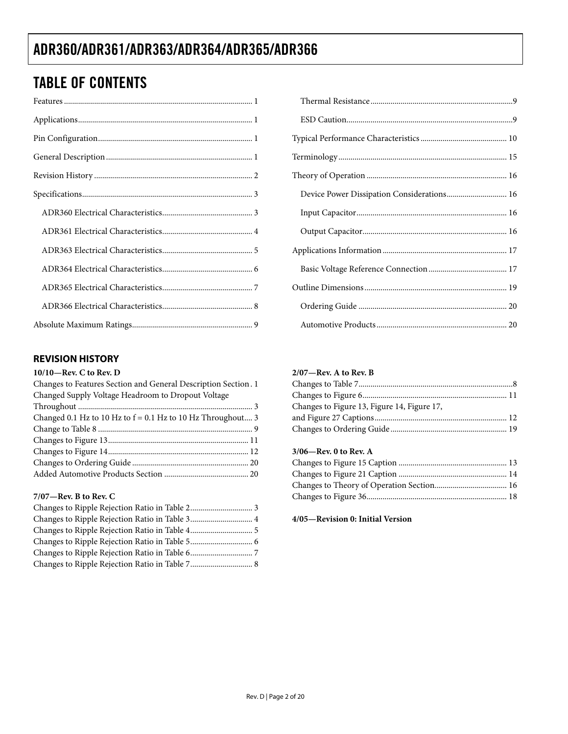# TABLE OF CONTENTS

Features ............................................................................................ 1
Applications...................................................................................... 1
Pin Configuration............................................................................ 1
General Description ........................................................................ 1
Revision History .............................................................................. 2
Specifications.................................................................................... 3
  ADR360 Electrical Characteristics............................................ 3
  ADR361 Electrical Characteristics............................................ 4
  ADR363 Electrical Characteristics............................................ 5
  ADR364 Electrical Characteristics............................................ 6
  ADR365 Electrical Characteristics............................................ 7
  ADR366 Electrical Characteristics............................................ 8
Absolute Maximum Ratings............................................................ 9
  Thermal Resistance ...................................................................... 9
  ESD Caution.................................................................................. 9
Typical Performance Characteristics ........................................... 10
Terminology ................................................................................... 15
Theory of Operation ..................................................................... 16
  Device Power Dissipation Considerations.............................. 16
  Input Capacitor.......................................................................... 16
  Output Capacitor....................................................................... 16
Applications Information ............................................................. 17
  Basic Voltage Reference Connection ....................................... 17
Outline Dimensions ....................................................................... 19
  Ordering Guide .......................................................................... 20
  Automotive Products ................................................................ 20

## REVISION HISTORY

**10/10—Rev. C to Rev. D**

Changes to Features Section and General Description Section . 1
Changed Supply Voltage Headroom to Dropout Voltage Throughout ...................................................................................... 3
Changed 0.1 Hz to 10 Hz to f = 0.1 Hz to 10 Hz Throughout.... 3
Change to Table 8 ............................................................................ 9
Changes to Figure 13..................................................................... 11
Changes to Figure 14..................................................................... 12
Changes to Ordering Guide .......................................................... 20
Added Automotive Products Section .......................................... 20

**7/07—Rev. B to Rev. C**

Changes to Ripple Rejection Ratio in Table 2............................... 3
Changes to Ripple Rejection Ratio in Table 3............................... 4
Changes to Ripple Rejection Ratio in Table 4............................... 5
Changes to Ripple Rejection Ratio in Table 5............................... 6
Changes to Ripple Rejection Ratio in Table 6............................... 7
Changes to Ripple Rejection Ratio in Table 7............................... 8

**2/07—Rev. A to Rev. B**

Changes to Table 7............................................................................ 8
Changes to Figure 6........................................................................ 11
Changes to Figure 13, Figure 14, Figure 17, and Figure 27 Captions................................................................. 12
Changes to Ordering Guide .......................................................... 19

**3/06—Rev. 0 to Rev. A**

Changes to Figure 15 Caption ...................................................... 13
Changes to Figure 21 Caption ...................................................... 14
Changes to Theory of Operation Section.................................... 16
Changes to Figure 36...................................................................... 18

**4/05—Revision 0: Initial Version**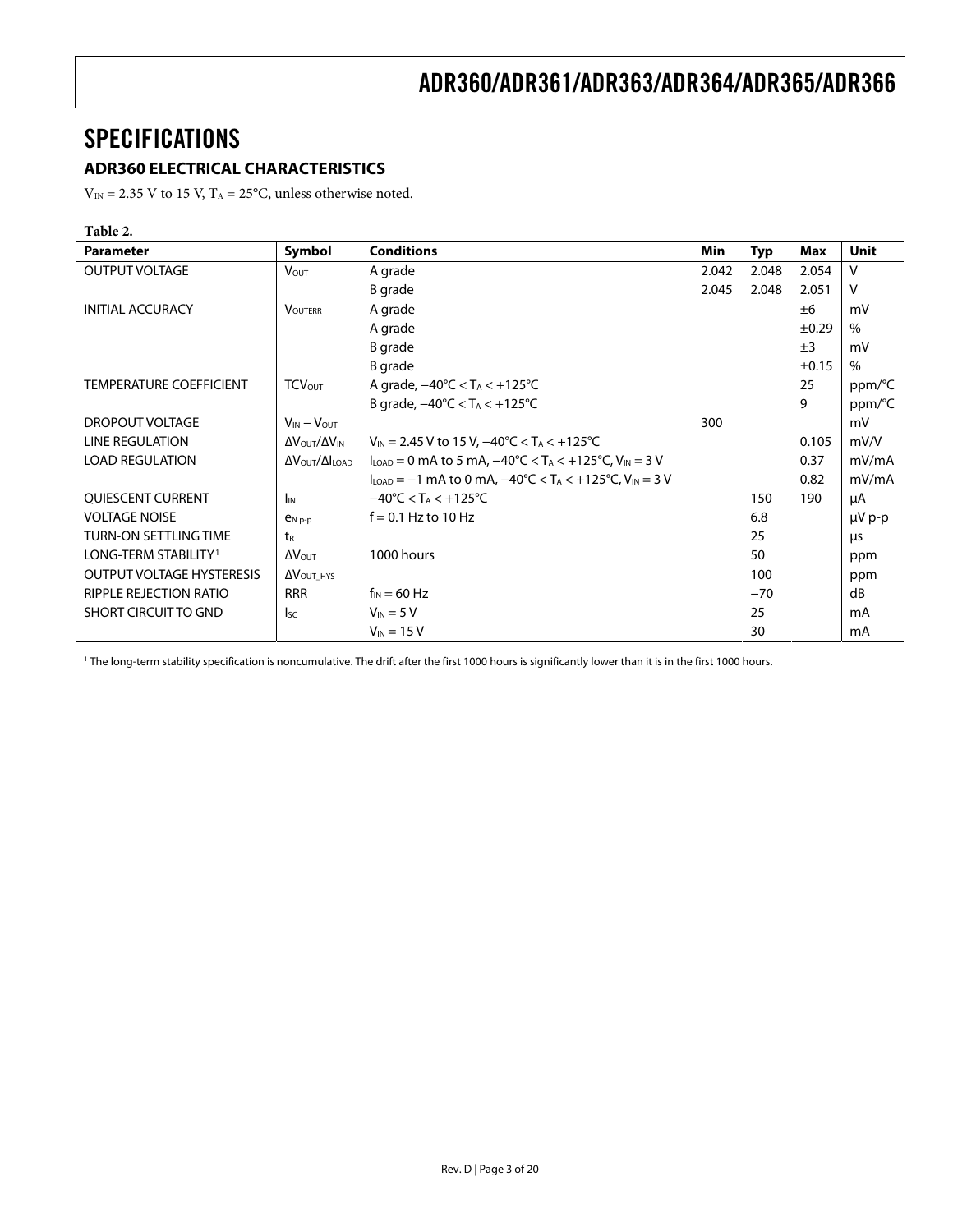# SPECIFICATIONS

## ADR360 ELECTRICAL CHARACTERISTICS

$V_{IN}$ = 2.35 V to 15 V, $T_A$ = 25°C, unless otherwise noted.

**Table 2.**

| Parameter | Symbol | Conditions | Min | Typ | Max | Unit |
|---|---|---|---|---|---|---|
| OUTPUT VOLTAGE | $V_{OUT}$ | A grade | 2.042 | 2.048 | 2.054 | V |
| | | B grade | 2.045 | 2.048 | 2.051 | V |
| INITIAL ACCURACY | $V_{OUTERR}$ | A grade | | | ±6 | mV |
| | | A grade | | | ±0.29 | % |
| | | B grade | | | ±3 | mV |
| | | B grade | | | ±0.15 | % |
| TEMPERATURE COEFFICIENT | $TCV_{OUT}$ | A grade, −40°C < $T_A$ < +125°C | | | 25 | ppm/°C |
| | | B grade, −40°C < $T_A$ < +125°C | | | 9 | ppm/°C |
| DROPOUT VOLTAGE | $V_{IN} - V_{OUT}$ | | 300 | | | mV |
| LINE REGULATION | $\Delta V_{OUT}/\Delta V_{IN}$ | $V_{IN}$ = 2.45 V to 15 V, −40°C < $T_A$ < +125°C | | | 0.105 | mV/V |
| LOAD REGULATION | $\Delta V_{OUT}/\Delta I_{LOAD}$ | $I_{LOAD}$ = 0 mA to 5 mA, −40°C < $T_A$ < +125°C, $V_{IN}$ = 3 V | | | 0.37 | mV/mA |
| | | $I_{LOAD}$ = −1 mA to 0 mA, −40°C < $T_A$ < +125°C, $V_{IN}$ = 3 V | | | 0.82 | mV/mA |
| QUIESCENT CURRENT | $I_{IN}$ | −40°C < $T_A$ < +125°C | | 150 | 190 | µA |
| VOLTAGE NOISE | $e_{N\ p\text{-}p}$ | f = 0.1 Hz to 10 Hz | | 6.8 | | µV p-p |
| TURN-ON SETTLING TIME | $t_R$ | | | 25 | | µs |
| LONG-TERM STABILITY[1] | $\Delta V_{OUT}$ | 1000 hours | | 50 | | ppm |
| OUTPUT VOLTAGE HYSTERESIS | $\Delta V_{OUT\_HYS}$ | | | 100 | | ppm |
| RIPPLE REJECTION RATIO | RRR | $f_{IN}$ = 60 Hz | | −70 | | dB |
| SHORT CIRCUIT TO GND | $I_{SC}$ | $V_{IN}$ = 5 V | | 25 | | mA |
| | | $V_{IN}$ = 15 V | | 30 | | mA |

[1] The long-term stability specification is noncumulative. The drift after the first 1000 hours is significantly lower than it is in the first 1000 hours.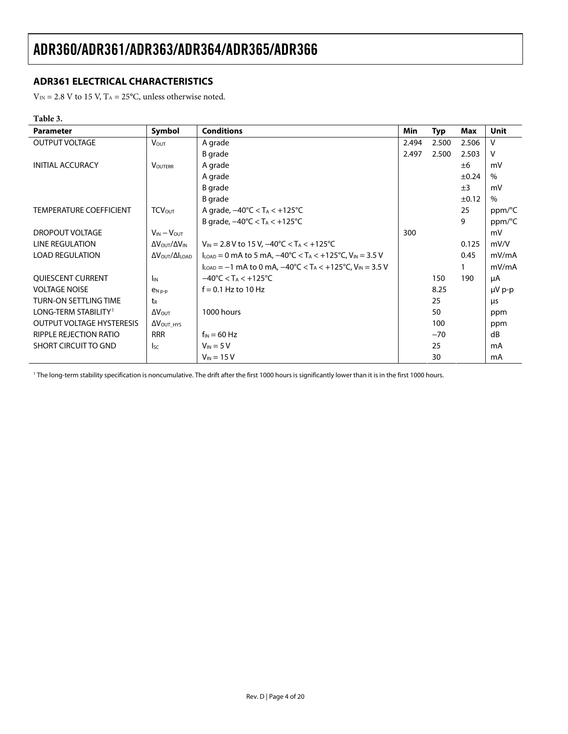## ADR361 ELECTRICAL CHARACTERISTICS

$V_{IN}$ = 2.8 V to 15 V, $T_A$ = 25°C, unless otherwise noted.

**Table 3.**

| Parameter | Symbol | Conditions | Min | Typ | Max | Unit |
|---|---|---|---|---|---|---|
| OUTPUT VOLTAGE | $V_{OUT}$ | A grade | 2.494 | 2.500 | 2.506 | V |
| | | B grade | 2.497 | 2.500 | 2.503 | V |
| INITIAL ACCURACY | $V_{OUTERR}$ | A grade | | | ±6 | mV |
| | | A grade | | | ±0.24 | % |
| | | B grade | | | ±3 | mV |
| | | B grade | | | ±0.12 | % |
| TEMPERATURE COEFFICIENT | $TCV_{OUT}$ | A grade, −40°C < $T_A$ < +125°C | | | 25 | ppm/°C |
| | | B grade, −40°C < $T_A$ < +125°C | | | 9 | ppm/°C |
| DROPOUT VOLTAGE | $V_{IN} - V_{OUT}$ | | 300 | | | mV |
| LINE REGULATION | $\Delta V_{OUT}/\Delta V_{IN}$ | $V_{IN}$ = 2.8 V to 15 V, −40°C < $T_A$ < +125°C | | | 0.125 | mV/V |
| LOAD REGULATION | $\Delta V_{OUT}/\Delta I_{LOAD}$ | $I_{LOAD}$ = 0 mA to 5 mA, −40°C < $T_A$ < +125°C, $V_{IN}$ = 3.5 V | | | 0.45 | mV/mA |
| | | $I_{LOAD}$ = −1 mA to 0 mA, −40°C < $T_A$ < +125°C, $V_{IN}$ = 3.5 V | | | 1 | mV/mA |
| QUIESCENT CURRENT | $I_{IN}$ | −40°C < $T_A$ < +125°C | | 150 | 190 | µA |
| VOLTAGE NOISE | $e_{N\,p\text{-}p}$ | f = 0.1 Hz to 10 Hz | | 8.25 | | µV p-p |
| TURN-ON SETTLING TIME | $t_R$ | | | 25 | | µs |
| LONG-TERM STABILITY[1] | $\Delta V_{OUT}$ | 1000 hours | | 50 | | ppm |
| OUTPUT VOLTAGE HYSTERESIS | $\Delta V_{OUT\_HYS}$ | | | 100 | | ppm |
| RIPPLE REJECTION RATIO | RRR | $f_{IN}$ = 60 Hz | | −70 | | dB |
| SHORT CIRCUIT TO GND | $I_{SC}$ | $V_{IN}$ = 5 V | | 25 | | mA |
| | | $V_{IN}$ = 15 V | | 30 | | mA |

[1] The long-term stability specification is noncumulative. The drift after the first 1000 hours is significantly lower than it is in the first 1000 hours.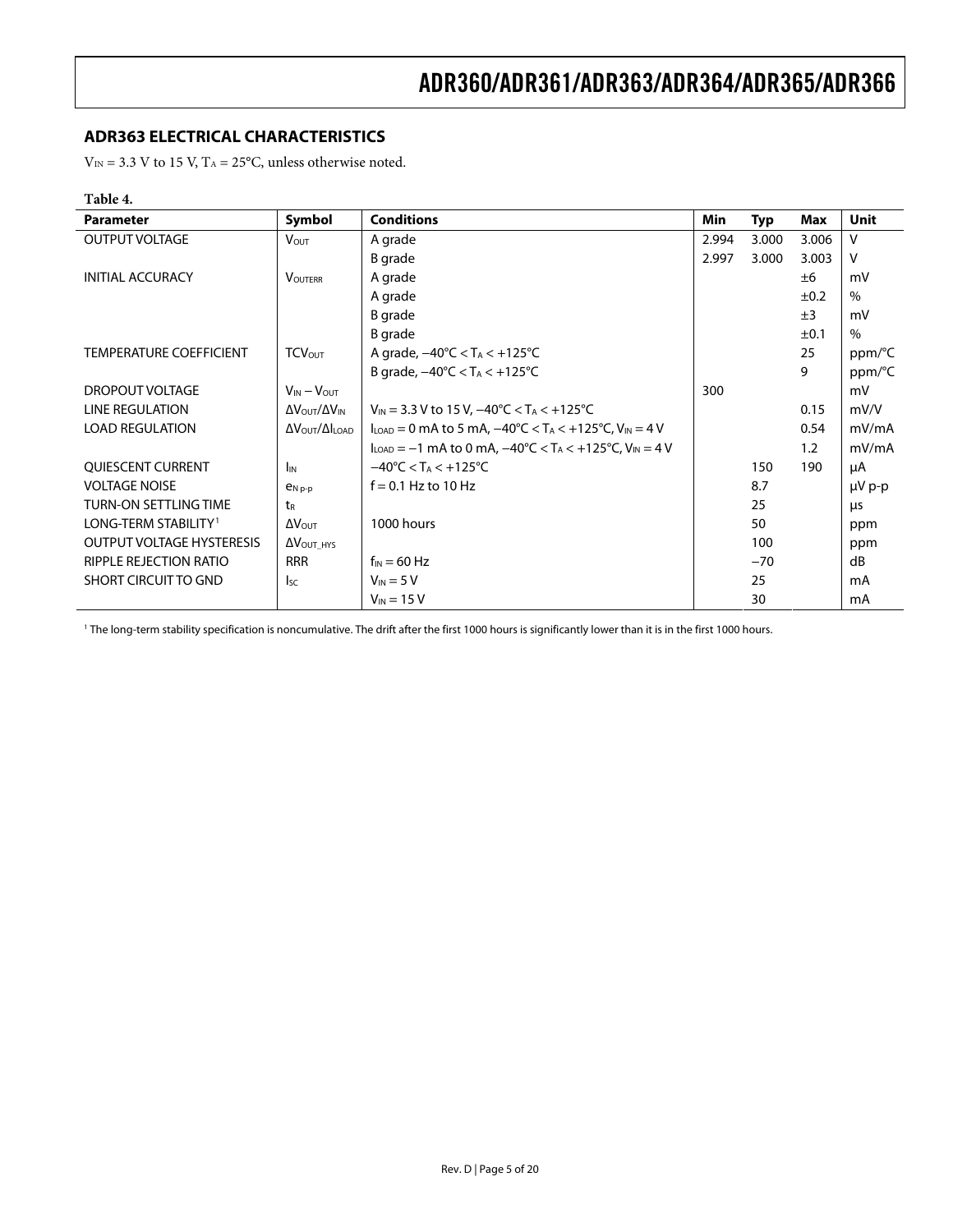## ADR363 ELECTRICAL CHARACTERISTICS

$V_{IN}$ = 3.3 V to 15 V, $T_A$ = 25°C, unless otherwise noted.

**Table 4.**

| Parameter | Symbol | Conditions | Min | Typ | Max | Unit |
|---|---|---|---|---|---|---|
| OUTPUT VOLTAGE | $V_{OUT}$ | A grade | 2.994 | 3.000 | 3.006 | V |
| | | B grade | 2.997 | 3.000 | 3.003 | V |
| INITIAL ACCURACY | $V_{OUTERR}$ | A grade | | | ±6 | mV |
| | | A grade | | | ±0.2 | % |
| | | B grade | | | ±3 | mV |
| | | B grade | | | ±0.1 | % |
| TEMPERATURE COEFFICIENT | $TCV_{OUT}$ | A grade, −40°C < $T_A$ < +125°C | | | 25 | ppm/°C |
| | | B grade, −40°C < $T_A$ < +125°C | | | 9 | ppm/°C |
| DROPOUT VOLTAGE | $V_{IN} - V_{OUT}$ | | 300 | | | mV |
| LINE REGULATION | $\Delta V_{OUT}/\Delta V_{IN}$ | $V_{IN}$ = 3.3 V to 15 V, −40°C < $T_A$ < +125°C | | | 0.15 | mV/V |
| LOAD REGULATION | $\Delta V_{OUT}/\Delta I_{LOAD}$ | $I_{LOAD}$ = 0 mA to 5 mA, −40°C < $T_A$ < +125°C, $V_{IN}$ = 4 V | | | 0.54 | mV/mA |
| | | $I_{LOAD}$ = −1 mA to 0 mA, −40°C < $T_A$ < +125°C, $V_{IN}$ = 4 V | | | 1.2 | mV/mA |
| QUIESCENT CURRENT | $I_{IN}$ | −40°C < $T_A$ < +125°C | | 150 | 190 | µA |
| VOLTAGE NOISE | $e_{N\ p\text{-}p}$ | f = 0.1 Hz to 10 Hz | | 8.7 | | µV p-p |
| TURN-ON SETTLING TIME | $t_R$ | | | 25 | | µs |
| LONG-TERM STABILITY[1] | $\Delta V_{OUT}$ | 1000 hours | | 50 | | ppm |
| OUTPUT VOLTAGE HYSTERESIS | $\Delta V_{OUT\_HYS}$ | | | 100 | | ppm |
| RIPPLE REJECTION RATIO | RRR | $f_{IN}$ = 60 Hz | | −70 | | dB |
| SHORT CIRCUIT TO GND | $I_{SC}$ | $V_{IN}$ = 5 V | | 25 | | mA |
| | | $V_{IN}$ = 15 V | | 30 | | mA |

[1] The long-term stability specification is noncumulative. The drift after the first 1000 hours is significantly lower than it is in the first 1000 hours.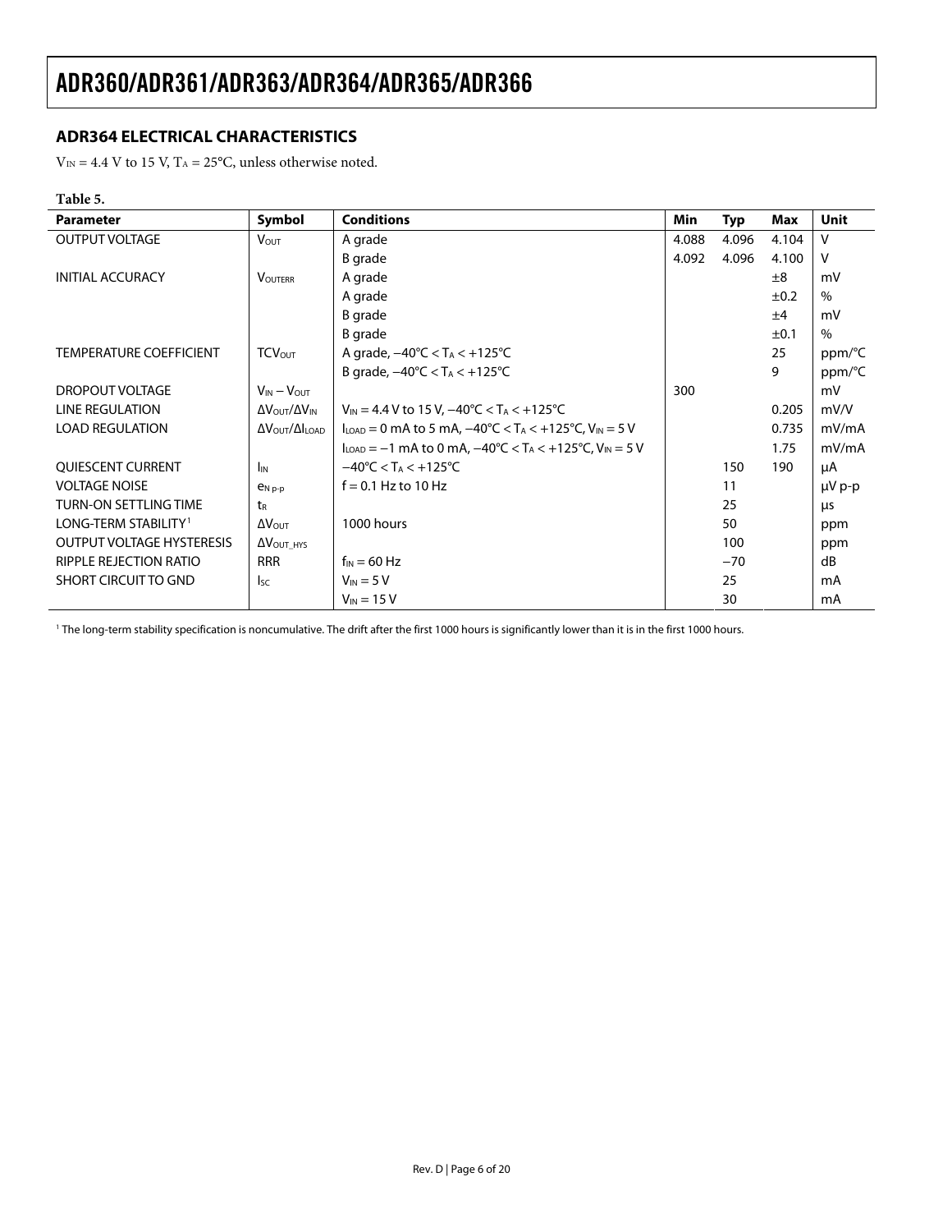## ADR364 ELECTRICAL CHARACTERISTICS

$V_{IN}$ = 4.4 V to 15 V, $T_A$ = 25°C, unless otherwise noted.

**Table 5.**

| Parameter | Symbol | Conditions | Min | Typ | Max | Unit |
|---|---|---|---|---|---|---|
| OUTPUT VOLTAGE | $V_{OUT}$ | A grade | 4.088 | 4.096 | 4.104 | V |
| | | B grade | 4.092 | 4.096 | 4.100 | V |
| INITIAL ACCURACY | $V_{OUTERR}$ | A grade | | | ±8 | mV |
| | | A grade | | | ±0.2 | % |
| | | B grade | | | ±4 | mV |
| | | B grade | | | ±0.1 | % |
| TEMPERATURE COEFFICIENT | $TCV_{OUT}$ | A grade, −40°C < $T_A$ < +125°C | | | 25 | ppm/°C |
| | | B grade, −40°C < $T_A$ < +125°C | | | 9 | ppm/°C |
| DROPOUT VOLTAGE | $V_{IN} - V_{OUT}$ | | 300 | | | mV |
| LINE REGULATION | $\Delta V_{OUT}/\Delta V_{IN}$ | $V_{IN}$ = 4.4 V to 15 V, −40°C < $T_A$ < +125°C | | | 0.205 | mV/V |
| LOAD REGULATION | $\Delta V_{OUT}/\Delta I_{LOAD}$ | $I_{LOAD}$ = 0 mA to 5 mA, −40°C < $T_A$ < +125°C, $V_{IN}$ = 5 V | | | 0.735 | mV/mA |
| | | $I_{LOAD}$ = −1 mA to 0 mA, −40°C < $T_A$ < +125°C, $V_{IN}$ = 5 V | | | 1.75 | mV/mA |
| QUIESCENT CURRENT | $I_{IN}$ | −40°C < $T_A$ < +125°C | | 150 | 190 | µA |
| VOLTAGE NOISE | $e_{N\,p\text{-}p}$ | f = 0.1 Hz to 10 Hz | | 11 | | µV p-p |
| TURN-ON SETTLING TIME | $t_R$ | | | 25 | | µs |
| LONG-TERM STABILITY[1] | $\Delta V_{OUT}$ | 1000 hours | | 50 | | ppm |
| OUTPUT VOLTAGE HYSTERESIS | $\Delta V_{OUT\_HYS}$ | | | 100 | | ppm |
| RIPPLE REJECTION RATIO | RRR | $f_{IN}$ = 60 Hz | | −70 | | dB |
| SHORT CIRCUIT TO GND | $I_{SC}$ | $V_{IN}$ = 5 V | | 25 | | mA |
| | | $V_{IN}$ = 15 V | | 30 | | mA |

[1] The long-term stability specification is noncumulative. The drift after the first 1000 hours is significantly lower than it is in the first 1000 hours.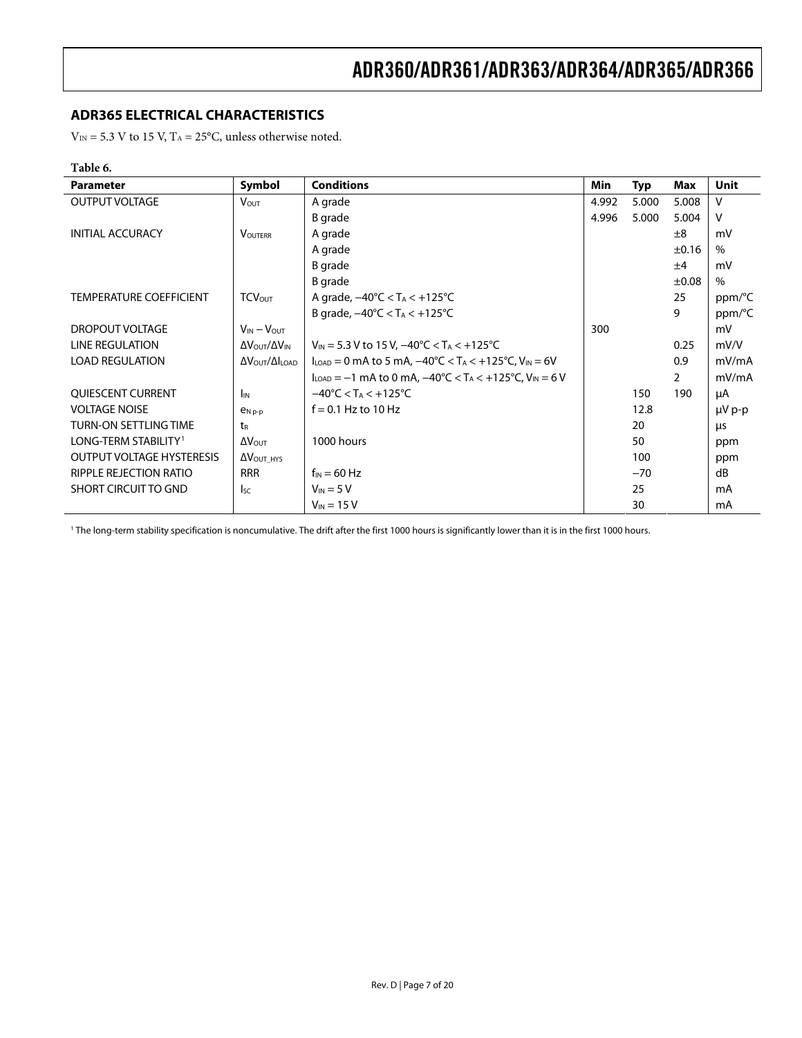## ADR365 ELECTRICAL CHARACTERISTICS

$V_{IN}$ = 5.3 V to 15 V, $T_A$ = 25°C, unless otherwise noted.

**Table 6.**

| Parameter | Symbol | Conditions | Min | Typ | Max | Unit |
|---|---|---|---|---|---|---|
| OUTPUT VOLTAGE | $V_{OUT}$ | A grade | 4.992 | 5.000 | 5.008 | V |
| | | B grade | 4.996 | 5.000 | 5.004 | V |
| INITIAL ACCURACY | $V_{OUTERR}$ | A grade | | | ±8 | mV |
| | | A grade | | | ±0.16 | % |
| | | B grade | | | ±4 | mV |
| | | B grade | | | ±0.08 | % |
| TEMPERATURE COEFFICIENT | $TCV_{OUT}$ | A grade, $-40°C < T_A < +125°C$ | | | 25 | ppm/°C |
| | | B grade, $-40°C < T_A < +125°C$ | | | 9 | ppm/°C |
| DROPOUT VOLTAGE | $V_{IN} - V_{OUT}$ | | 300 | | | mV |
| LINE REGULATION | $\Delta V_{OUT}/\Delta V_{IN}$ | $V_{IN}$ = 5.3 V to 15 V, $-40°C < T_A < +125°C$ | | | 0.25 | mV/V |
| LOAD REGULATION | $\Delta V_{OUT}/\Delta I_{LOAD}$ | $I_{LOAD}$ = 0 mA to 5 mA, $-40°C < T_A < +125°C$, $V_{IN}$ = 6V | | | 0.9 | mV/mA |
| | | $I_{LOAD}$ = −1 mA to 0 mA, $-40°C < T_A < +125°C$, $V_{IN}$ = 6 V | | | 2 | mV/mA |
| QUIESCENT CURRENT | $I_{IN}$ | $-40°C < T_A < +125°C$ | | 150 | 190 | µA |
| VOLTAGE NOISE | $e_{N\ p\text{-}p}$ | f = 0.1 Hz to 10 Hz | | 12.8 | | µV p-p |
| TURN-ON SETTLING TIME | $t_R$ | | | 20 | | µs |
| LONG-TERM STABILITY[1] | $\Delta V_{OUT}$ | 1000 hours | | 50 | | ppm |
| OUTPUT VOLTAGE HYSTERESIS | $\Delta V_{OUT\_HYS}$ | | | 100 | | ppm |
| RIPPLE REJECTION RATIO | RRR | $f_{IN}$ = 60 Hz | | −70 | | dB |
| SHORT CIRCUIT TO GND | $I_{SC}$ | $V_{IN}$ = 5 V | | 25 | | mA |
| | | $V_{IN}$ = 15 V | | 30 | | mA |

[1] The long-term stability specification is noncumulative. The drift after the first 1000 hours is significantly lower than it is in the first 1000 hours.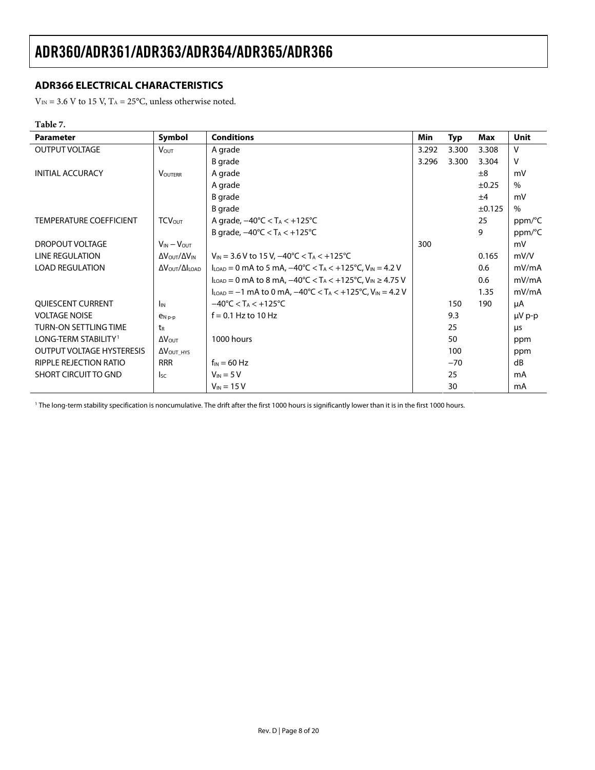## ADR366 ELECTRICAL CHARACTERISTICS

$V_{IN}$ = 3.6 V to 15 V, $T_A$ = 25°C, unless otherwise noted.

**Table 7.**

| Parameter | Symbol | Conditions | Min | Typ | Max | Unit |
|---|---|---|---|---|---|---|
| OUTPUT VOLTAGE | $V_{OUT}$ | A grade | 3.292 | 3.300 | 3.308 | V |
| | | B grade | 3.296 | 3.300 | 3.304 | V |
| INITIAL ACCURACY | $V_{OUTERR}$ | A grade | | | ±8 | mV |
| | | A grade | | | ±0.25 | % |
| | | B grade | | | ±4 | mV |
| | | B grade | | | ±0.125 | % |
| TEMPERATURE COEFFICIENT | $TCV_{OUT}$ | A grade, −40°C < $T_A$ < +125°C | | | 25 | ppm/°C |
| | | B grade, −40°C < $T_A$ < +125°C | | | 9 | ppm/°C |
| DROPOUT VOLTAGE | $V_{IN} - V_{OUT}$ | | 300 | | | mV |
| LINE REGULATION | $\Delta V_{OUT}/\Delta V_{IN}$ | $V_{IN}$ = 3.6 V to 15 V, −40°C < $T_A$ < +125°C | | | 0.165 | mV/V |
| LOAD REGULATION | $\Delta V_{OUT}/\Delta I_{LOAD}$ | $I_{LOAD}$ = 0 mA to 5 mA, −40°C < $T_A$ < +125°C, $V_{IN}$ = 4.2 V | | | 0.6 | mV/mA |
| | | $I_{LOAD}$ = 0 mA to 8 mA, −40°C < $T_A$ < +125°C, $V_{IN}$ ≥ 4.75 V | | | 0.6 | mV/mA |
| | | $I_{LOAD}$ = −1 mA to 0 mA, −40°C < $T_A$ < +125°C, $V_{IN}$ = 4.2 V | | | 1.35 | mV/mA |
| QUIESCENT CURRENT | $I_{IN}$ | −40°C < $T_A$ < +125°C | | 150 | 190 | µA |
| VOLTAGE NOISE | $e_{N\ p\text{-}p}$ | f = 0.1 Hz to 10 Hz | | 9.3 | | µV p-p |
| TURN-ON SETTLING TIME | $t_R$ | | | 25 | | µs |
| LONG-TERM STABILITY[1] | $\Delta V_{OUT}$ | 1000 hours | | 50 | | ppm |
| OUTPUT VOLTAGE HYSTERESIS | $\Delta V_{OUT\_HYS}$ | | | 100 | | ppm |
| RIPPLE REJECTION RATIO | RRR | $f_{IN}$ = 60 Hz | | −70 | | dB |
| SHORT CIRCUIT TO GND | $I_{SC}$ | $V_{IN}$ = 5 V | | 25 | | mA |
| | | $V_{IN}$ = 15 V | | 30 | | mA |

[1] The long-term stability specification is noncumulative. The drift after the first 1000 hours is significantly lower than it is in the first 1000 hours.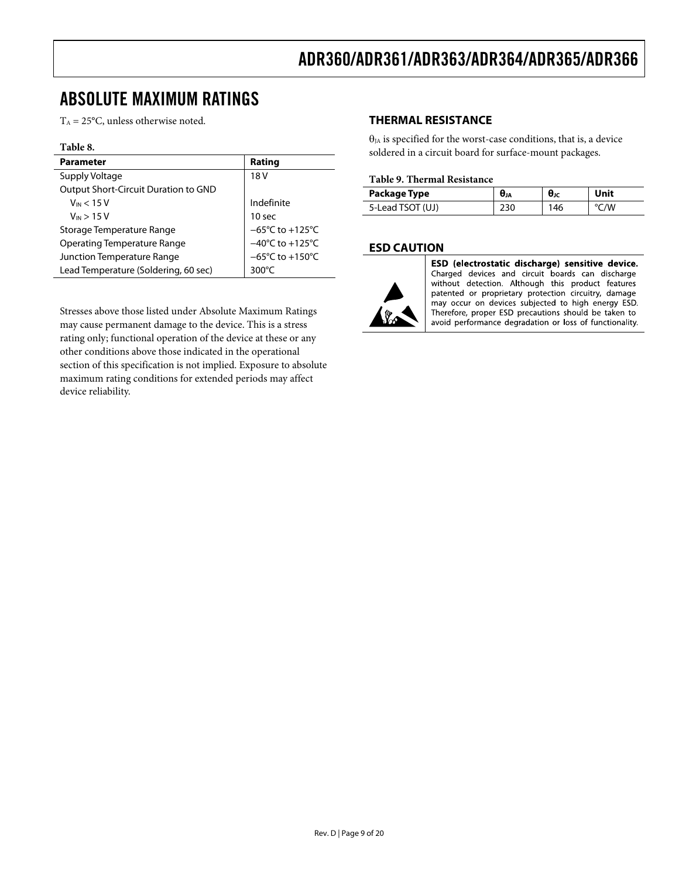# ABSOLUTE MAXIMUM RATINGS

$T_A$ = 25°C, unless otherwise noted.

**Table 8.**

| Parameter | Rating |
| --- | --- |
| Supply Voltage | 18 V |
| Output Short-Circuit Duration to GND | |
| $V_{IN}$ < 15 V | Indefinite |
| $V_{IN}$ > 15 V | 10 sec |
| Storage Temperature Range | −65°C to +125°C |
| Operating Temperature Range | −40°C to +125°C |
| Junction Temperature Range | −65°C to +150°C |
| Lead Temperature (Soldering, 60 sec) | 300°C |

Stresses above those listed under Absolute Maximum Ratings may cause permanent damage to the device. This is a stress rating only; functional operation of the device at these or any other conditions above those indicated in the operational section of this specification is not implied. Exposure to absolute maximum rating conditions for extended periods may affect device reliability.

## THERMAL RESISTANCE

$\theta_{JA}$ is specified for the worst-case conditions, that is, a device soldered in a circuit board for surface-mount packages.

**Table 9. Thermal Resistance**

| Package Type | $\theta_{JA}$ | $\theta_{JC}$ | Unit |
| --- | --- | --- | --- |
| 5-Lead TSOT (UJ) | 230 | 146 | °C/W |

## ESD CAUTION

**ESD (electrostatic discharge) sensitive device.** Charged devices and circuit boards can discharge without detection. Although this product features patented or proprietary protection circuitry, damage may occur on devices subjected to high energy ESD. Therefore, proper ESD precautions should be taken to avoid performance degradation or loss of functionality.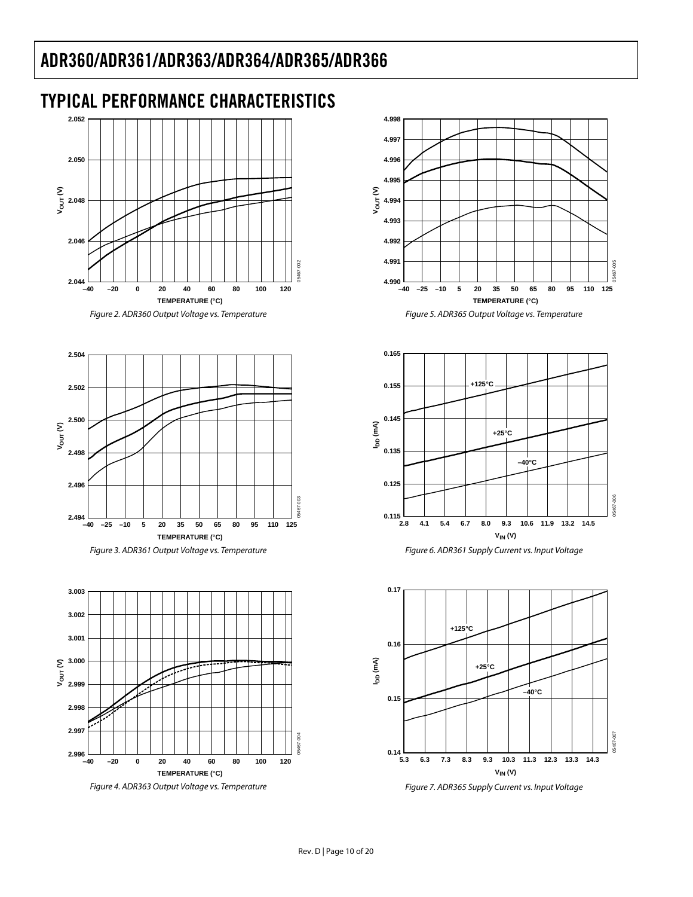## TYPICAL PERFORMANCE CHARACTERISTICS

Figure 2. ADR360 Output Voltage vs. Temperature

Figure 3. ADR361 Output Voltage vs. Temperature

Figure 4. ADR363 Output Voltage vs. Temperature

Figure 5. ADR365 Output Voltage vs. Temperature

Figure 6. ADR361 Supply Current vs. Input Voltage

Figure 7. ADR365 Supply Current vs. Input Voltage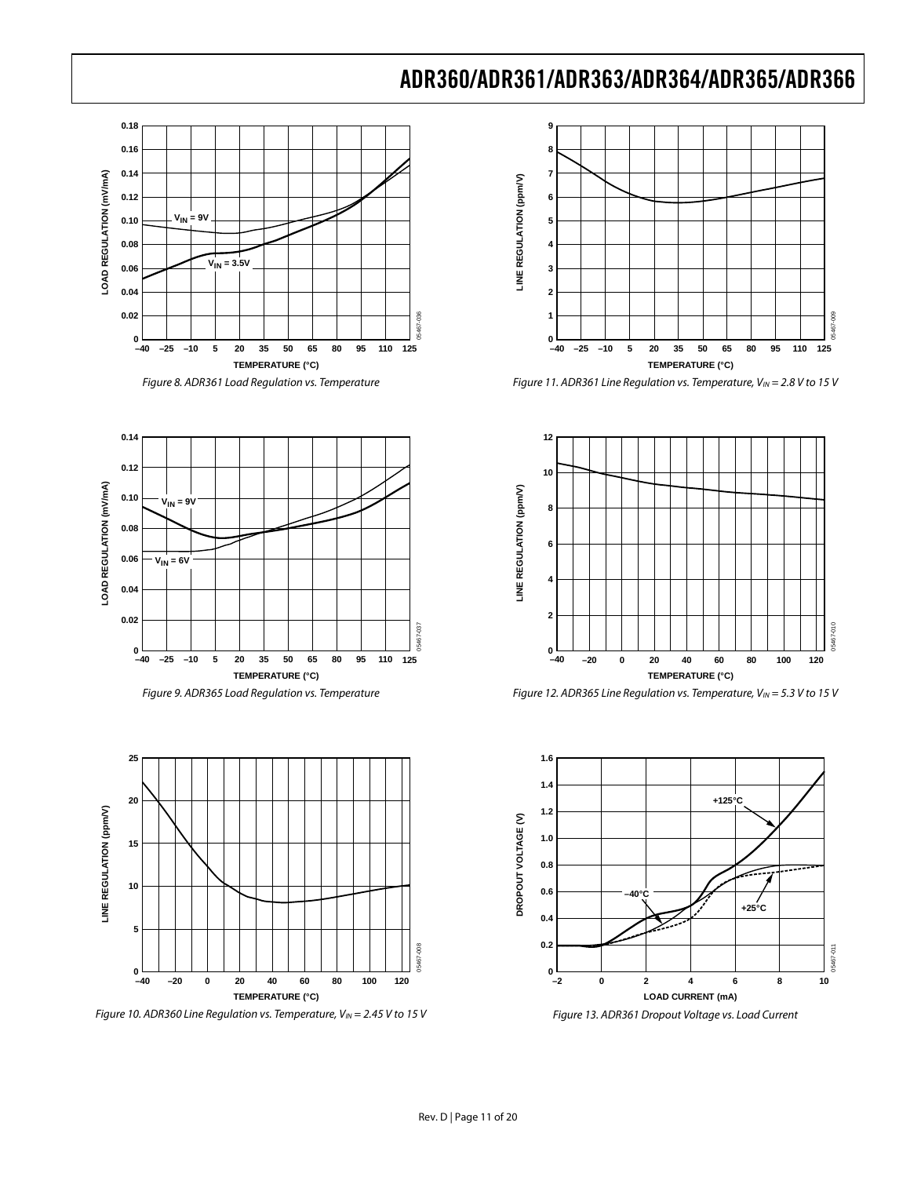Figure 8. ADR361 Load Regulation vs. Temperature

Figure 9. ADR365 Load Regulation vs. Temperature

Figure 10. ADR360 Line Regulation vs. Temperature, $V_{IN}$ = 2.45 V to 15 V

Figure 11. ADR361 Line Regulation vs. Temperature, $V_{IN}$ = 2.8 V to 15 V

Figure 12. ADR365 Line Regulation vs. Temperature, $V_{IN}$ = 5.3 V to 15 V

Figure 13. ADR361 Dropout Voltage vs. Load Current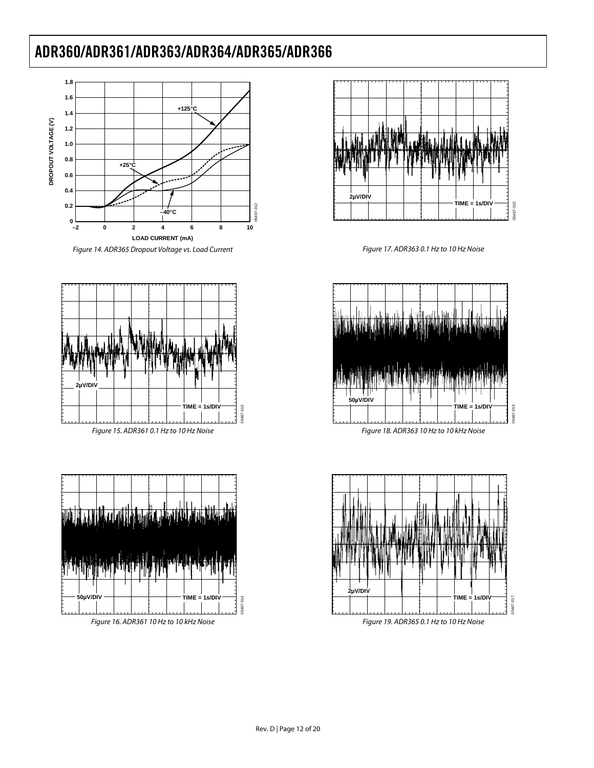Figure 14. ADR365 Dropout Voltage vs. Load Current

Figure 15. ADR361 0.1 Hz to 10 Hz Noise

Figure 16. ADR361 10 Hz to 10 kHz Noise

Figure 17. ADR363 0.1 Hz to 10 Hz Noise

Figure 18. ADR363 10 Hz to 10 kHz Noise

Figure 19. ADR365 0.1 Hz to 10 Hz Noise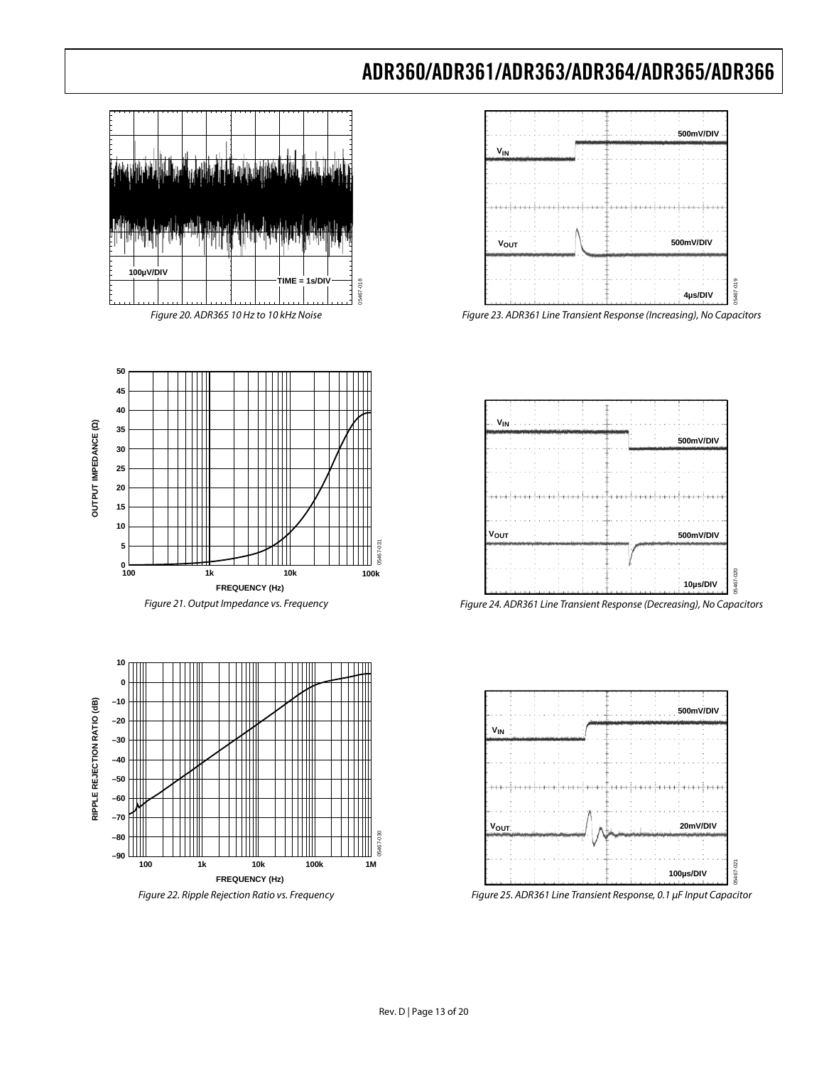Figure 20. ADR365 10 Hz to 10 kHz Noise

Figure 21. Output Impedance vs. Frequency

Figure 22. Ripple Rejection Ratio vs. Frequency

Figure 23. ADR361 Line Transient Response (Increasing), No Capacitors

Figure 24. ADR361 Line Transient Response (Decreasing), No Capacitors

Figure 25. ADR361 Line Transient Response, 0.1 µF Input Capacitor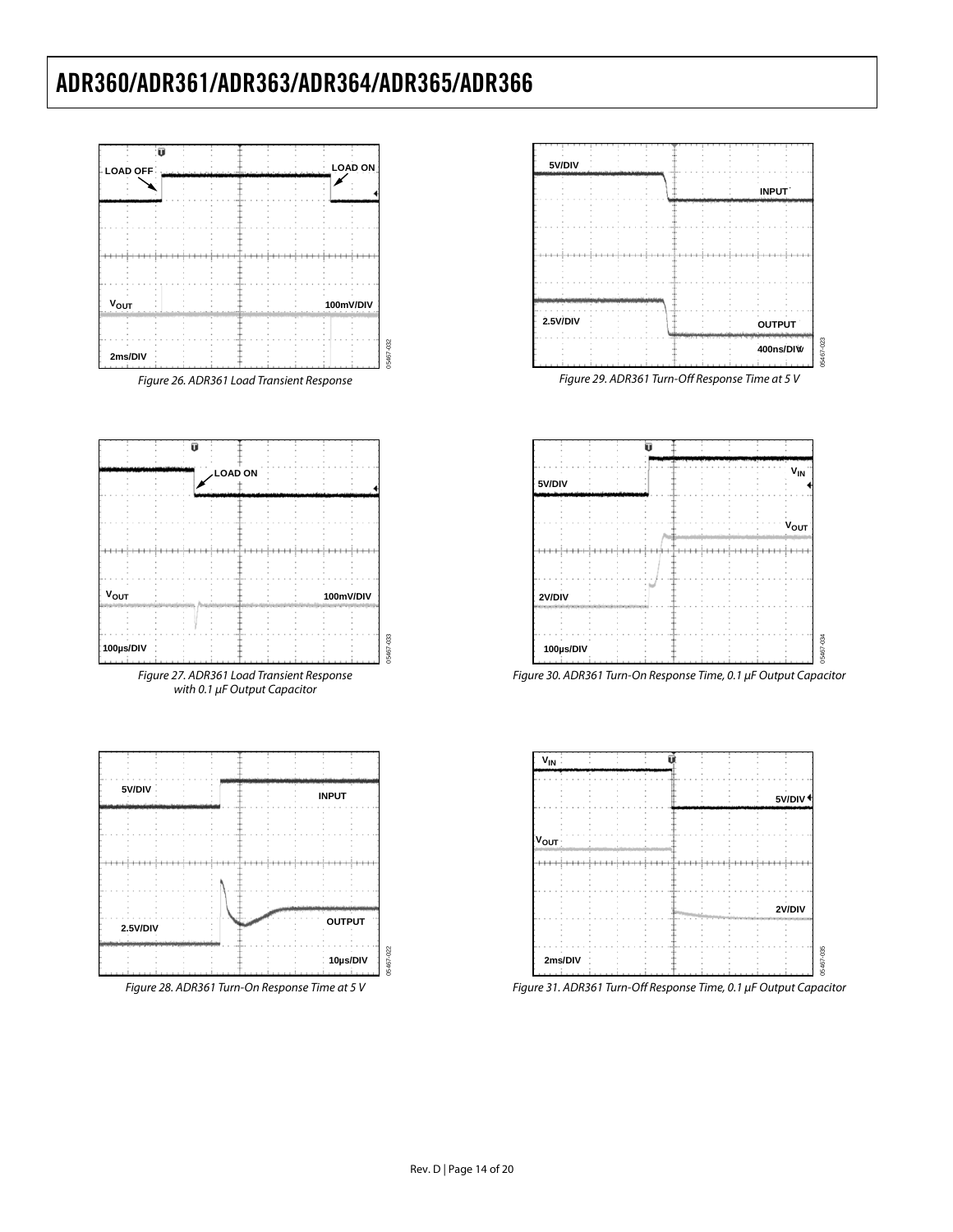Figure 26. ADR361 Load Transient Response

Figure 27. ADR361 Load Transient Response with 0.1 µF Output Capacitor

Figure 28. ADR361 Turn-On Response Time at 5 V

Figure 29. ADR361 Turn-Off Response Time at 5 V

Figure 30. ADR361 Turn-On Response Time, 0.1 µF Output Capacitor

Figure 31. ADR361 Turn-Off Response Time, 0.1 µF Output Capacitor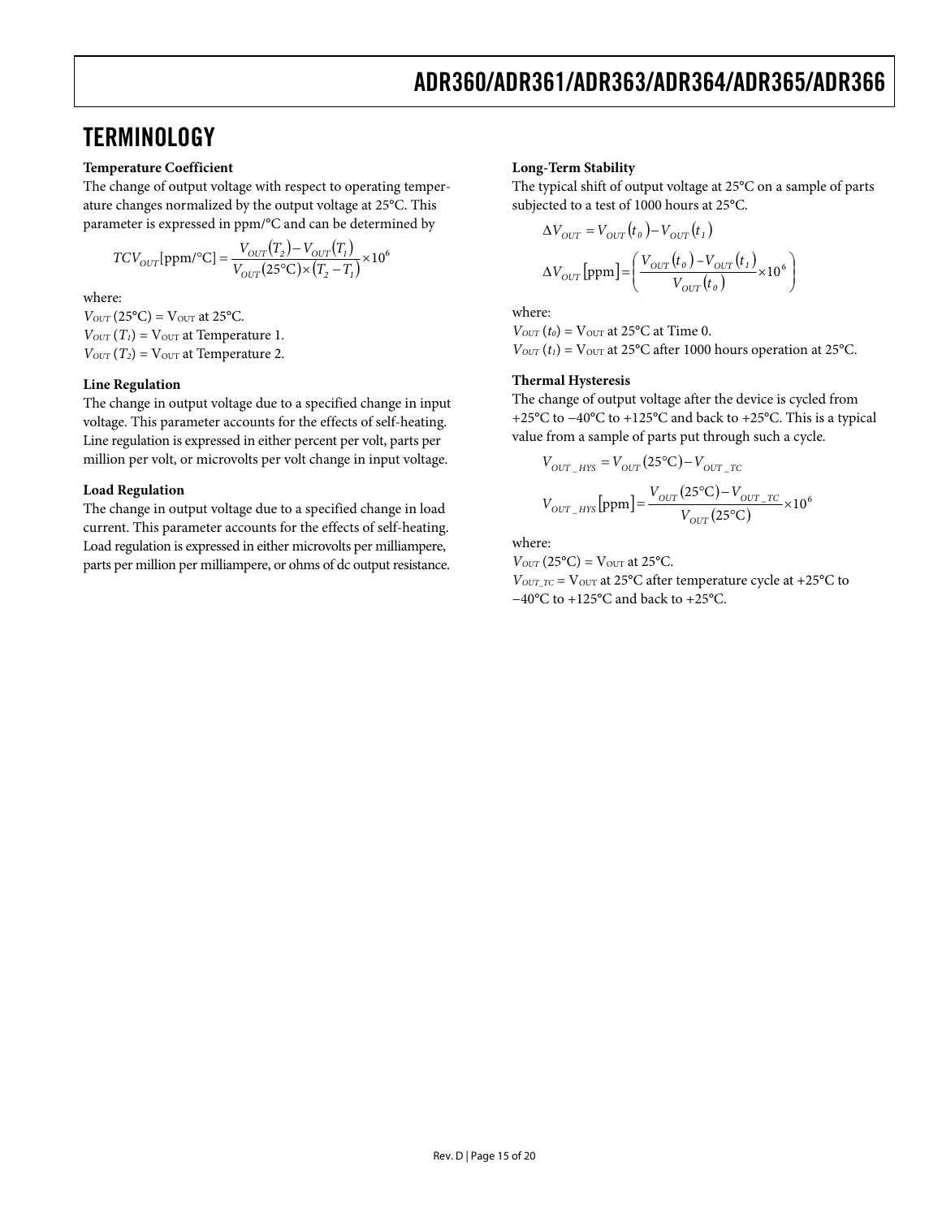## TERMINOLOGY

### Temperature Coefficient

The change of output voltage with respect to operating temperature changes normalized by the output voltage at 25°C. This parameter is expressed in ppm/°C and can be determined by

$$TCV_{OUT}[\text{ppm/°C}] = \frac{V_{OUT}(T_2) - V_{OUT}(T_1)}{V_{OUT}(25°\text{C}) \times (T_2 - T_1)} \times 10^6$$

where:
$V_{OUT}$ (25°C) = $V_{OUT}$ at 25°C.
$V_{OUT}$ ($T_1$) = $V_{OUT}$ at Temperature 1.
$V_{OUT}$ ($T_2$) = $V_{OUT}$ at Temperature 2.

### Line Regulation

The change in output voltage due to a specified change in input voltage. This parameter accounts for the effects of self-heating. Line regulation is expressed in either percent per volt, parts per million per volt, or microvolts per volt change in input voltage.

### Load Regulation

The change in output voltage due to a specified change in load current. This parameter accounts for the effects of self-heating. Load regulation is expressed in either microvolts per milliampere, parts per million per milliampere, or ohms of dc output resistance.

### Long-Term Stability

The typical shift of output voltage at 25°C on a sample of parts subjected to a test of 1000 hours at 25°C.

$$\Delta V_{OUT} = V_{OUT}(t_0) - V_{OUT}(t_1)$$

$$\Delta V_{OUT}[\text{ppm}] = \left( \frac{V_{OUT}(t_0) - V_{OUT}(t_1)}{V_{OUT}(t_0)} \times 10^6 \right)$$

where:
$V_{OUT}$ ($t_0$) = $V_{OUT}$ at 25°C at Time 0.
$V_{OUT}$ ($t_1$) = $V_{OUT}$ at 25°C after 1000 hours operation at 25°C.

### Thermal Hysteresis

The change of output voltage after the device is cycled from +25°C to −40°C to +125°C and back to +25°C. This is a typical value from a sample of parts put through such a cycle.

$$V_{OUT\_HYS} = V_{OUT}(25°\text{C}) - V_{OUT\_TC}$$

$$V_{OUT\_HYS}[\text{ppm}] = \frac{V_{OUT}(25°\text{C}) - V_{OUT\_TC}}{V_{OUT}(25°\text{C})} \times 10^6$$

where:
$V_{OUT}$ (25°C) = $V_{OUT}$ at 25°C.
$V_{OUT\_TC}$ = $V_{OUT}$ at 25°C after temperature cycle at +25°C to −40°C to +125°C and back to +25°C.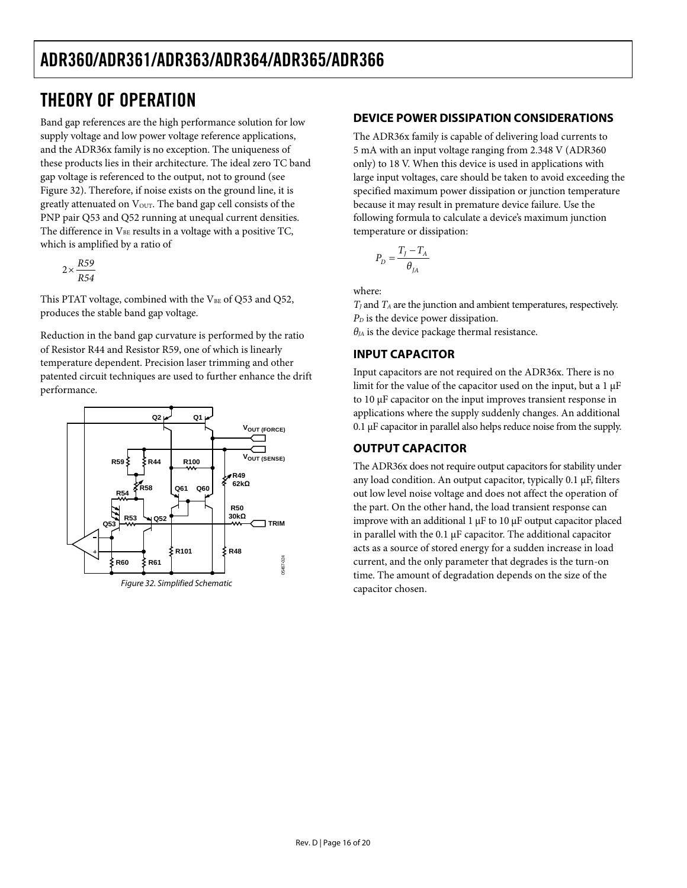# THEORY OF OPERATION

Band gap references are the high performance solution for low supply voltage and low power voltage reference applications, and the ADR36x family is no exception. The uniqueness of these products lies in their architecture. The ideal zero TC band gap voltage is referenced to the output, not to ground (see Figure 32). Therefore, if noise exists on the ground line, it is greatly attenuated on $V_{OUT}$. The band gap cell consists of the PNP pair Q53 and Q52 running at unequal current densities. The difference in $V_{BE}$ results in a voltage with a positive TC, which is amplified by a ratio of

$$2 \times \frac{R59}{R54}$$

This PTAT voltage, combined with the $V_{BE}$ of Q53 and Q52, produces the stable band gap voltage.

Reduction in the band gap curvature is performed by the ratio of Resistor R44 and Resistor R59, one of which is linearly temperature dependent. Precision laser trimming and other patented circuit techniques are used to further enhance the drift performance.

Figure 32. Simplified Schematic

## DEVICE POWER DISSIPATION CONSIDERATIONS

The ADR36x family is capable of delivering load currents to 5 mA with an input voltage ranging from 2.348 V (ADR360 only) to 18 V. When this device is used in applications with large input voltages, care should be taken to avoid exceeding the specified maximum power dissipation or junction temperature because it may result in premature device failure. Use the following formula to calculate a device's maximum junction temperature or dissipation:

$$P_D = \frac{T_J - T_A}{\theta_{JA}}$$

where:

$T_J$ and $T_A$ are the junction and ambient temperatures, respectively.
$P_D$ is the device power dissipation.
$\theta_{JA}$ is the device package thermal resistance.

## INPUT CAPACITOR

Input capacitors are not required on the ADR36x. There is no limit for the value of the capacitor used on the input, but a 1 µF to 10 µF capacitor on the input improves transient response in applications where the supply suddenly changes. An additional 0.1 µF capacitor in parallel also helps reduce noise from the supply.

## OUTPUT CAPACITOR

The ADR36x does not require output capacitors for stability under any load condition. An output capacitor, typically 0.1 µF, filters out low level noise voltage and does not affect the operation of the part. On the other hand, the load transient response can improve with an additional 1 µF to 10 µF output capacitor placed in parallel with the 0.1 µF capacitor. The additional capacitor acts as a source of stored energy for a sudden increase in load current, and the only parameter that degrades is the turn-on time. The amount of degradation depends on the size of the capacitor chosen.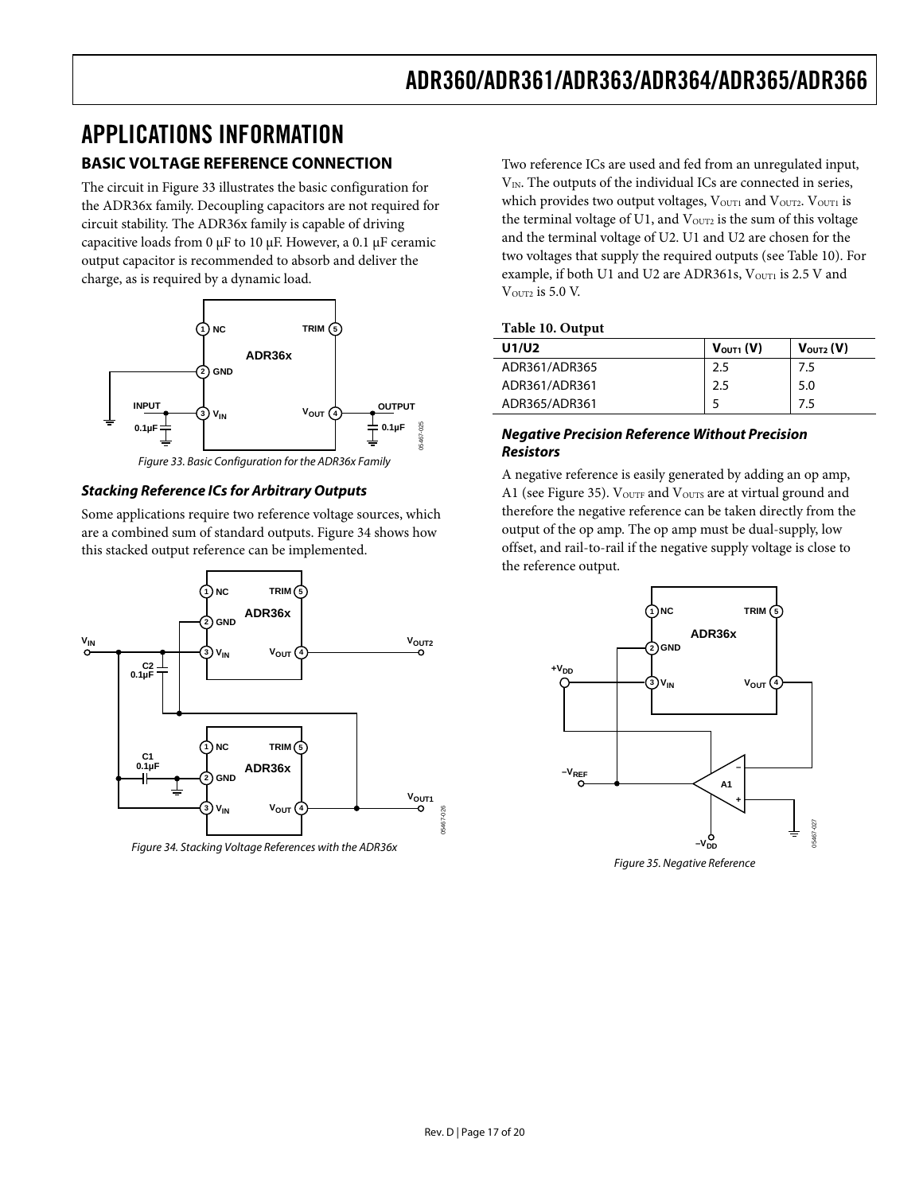# APPLICATIONS INFORMATION

## BASIC VOLTAGE REFERENCE CONNECTION

The circuit in Figure 33 illustrates the basic configuration for the ADR36x family. Decoupling capacitors are not required for circuit stability. The ADR36x family is capable of driving capacitive loads from 0 µF to 10 µF. However, a 0.1 µF ceramic output capacitor is recommended to absorb and deliver the charge, as is required by a dynamic load.

*Figure 33. Basic Configuration for the ADR36x Family*

### *Stacking Reference ICs for Arbitrary Outputs*

Some applications require two reference voltage sources, which are a combined sum of standard outputs. Figure 34 shows how this stacked output reference can be implemented.

*Figure 34. Stacking Voltage References with the ADR36x*

Two reference ICs are used and fed from an unregulated input, $V_{IN}$. The outputs of the individual ICs are connected in series, which provides two output voltages, $V_{OUT1}$ and $V_{OUT2}$. $V_{OUT1}$ is the terminal voltage of U1, and $V_{OUT2}$ is the sum of this voltage and the terminal voltage of U2. U1 and U2 are chosen for the two voltages that supply the required outputs (see Table 10). For example, if both U1 and U2 are ADR361s, $V_{OUT1}$ is 2.5 V and $V_{OUT2}$ is 5.0 V.

**Table 10. Output**

| U1/U2 | $V_{OUT1}$ (V) | $V_{OUT2}$ (V) |
|---|---|---|
| ADR361/ADR365 | 2.5 | 7.5 |
| ADR361/ADR361 | 2.5 | 5.0 |
| ADR365/ADR361 | 5 | 7.5 |

### *Negative Precision Reference Without Precision Resistors*

A negative reference is easily generated by adding an op amp, A1 (see Figure 35). $V_{OUTF}$ and $V_{OUTS}$ are at virtual ground and therefore the negative reference can be taken directly from the output of the op amp. The op amp must be dual-supply, low offset, and rail-to-rail if the negative supply voltage is close to the reference output.

*Figure 35. Negative Reference*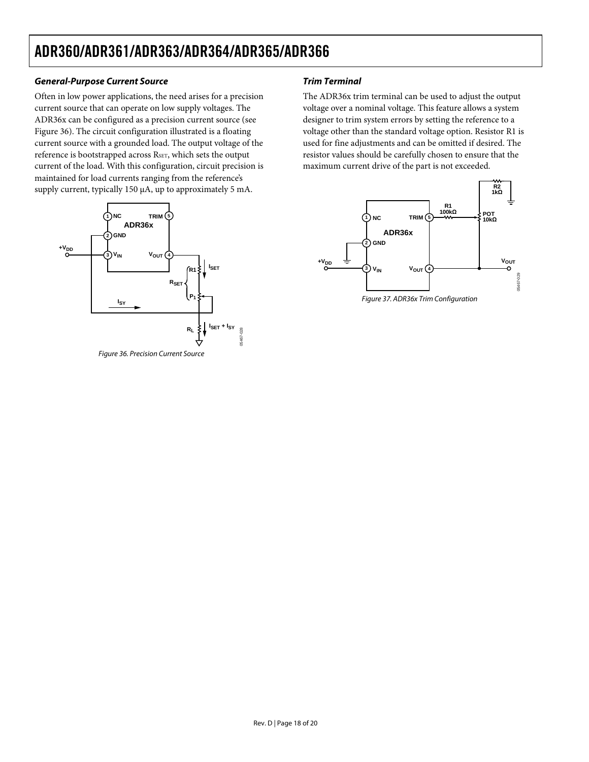### General-Purpose Current Source

Often in low power applications, the need arises for a precision current source that can operate on low supply voltages. The ADR36x can be configured as a precision current source (see Figure 36). The circuit configuration illustrated is a floating current source with a grounded load. The output voltage of the reference is bootstrapped across $R_{SET}$, which sets the output current of the load. With this configuration, circuit precision is maintained for load currents ranging from the reference's supply current, typically 150 μA, up to approximately 5 mA.

*Figure 36. Precision Current Source*

### Trim Terminal

The ADR36x trim terminal can be used to adjust the output voltage over a nominal voltage. This feature allows a system designer to trim system errors by setting the reference to a voltage other than the standard voltage option. Resistor R1 is used for fine adjustments and can be omitted if desired. The resistor values should be carefully chosen to ensure that the maximum current drive of the part is not exceeded.

*Figure 37. ADR36x Trim Configuration*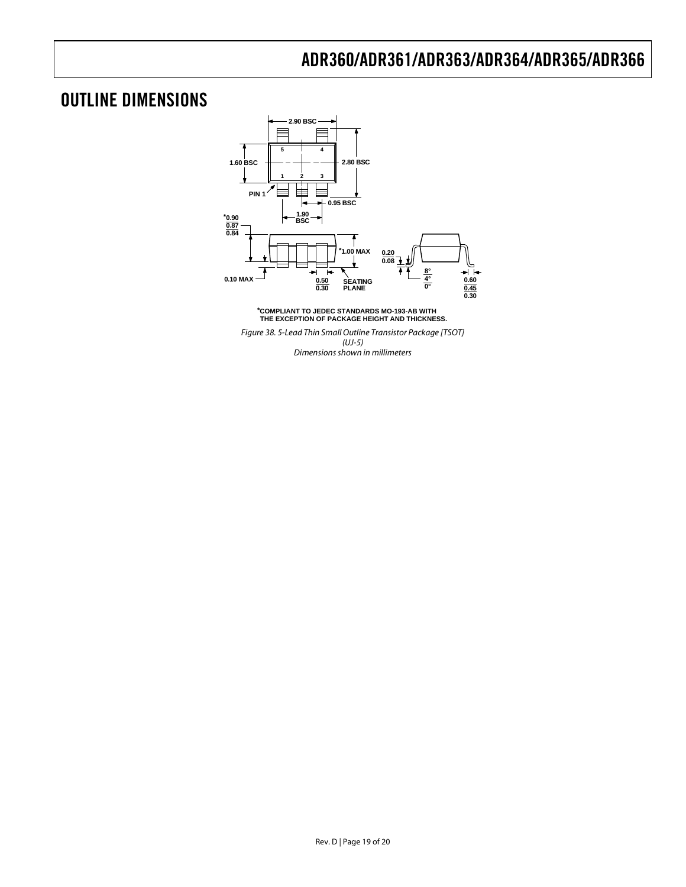## OUTLINE DIMENSIONS

2.90 BSC

1.60 BSC

2.80 BSC

PIN 1

0.95 BSC

1.90 BSC

*0.90
0.87
0.84

*1.00 MAX

0.10 MAX

0.50
0.30

SEATING PLANE

0.20
0.08

8°
4°
0°

0.60
0.45
0.30

*COMPLIANT TO JEDEC STANDARDS MO-193-AB WITH THE EXCEPTION OF PACKAGE HEIGHT AND THICKNESS.

*Figure 38. 5-Lead Thin Small Outline Transistor Package [TSOT] (UJ-5) Dimensions shown in millimeters*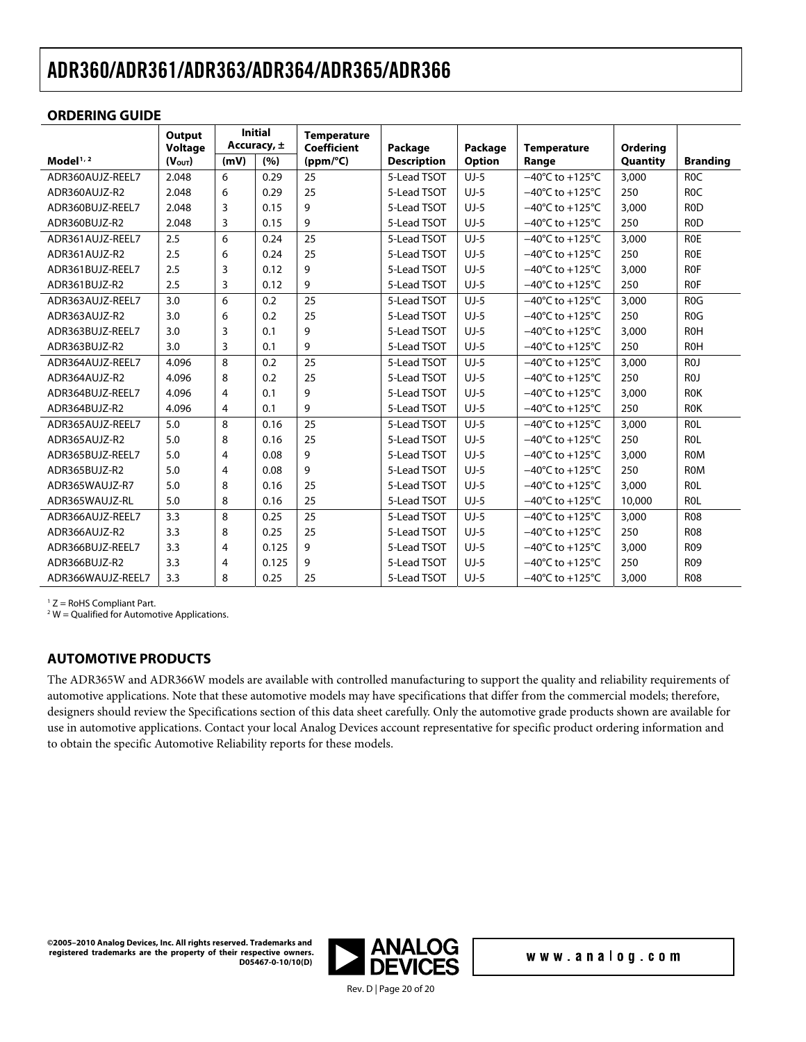## ORDERING GUIDE

| Model[1, 2] | Output Voltage ($V_{OUT}$) | Initial Accuracy, ± (mV) | Initial Accuracy, ± (%) | Temperature Coefficient (ppm/°C) | Package Description | Package Option | Temperature Range | Ordering Quantity | Branding |
|---|---|---|---|---|---|---|---|---|---|
| ADR360AUJZ-REEL7 | 2.048 | 6 | 0.29 | 25 | 5-Lead TSOT | UJ-5 | −40°C to +125°C | 3,000 | R0C |
| ADR360AUJZ-R2 | 2.048 | 6 | 0.29 | 25 | 5-Lead TSOT | UJ-5 | −40°C to +125°C | 250 | R0C |
| ADR360BUJZ-REEL7 | 2.048 | 3 | 0.15 | 9 | 5-Lead TSOT | UJ-5 | −40°C to +125°C | 3,000 | R0D |
| ADR360BUJZ-R2 | 2.048 | 3 | 0.15 | 9 | 5-Lead TSOT | UJ-5 | −40°C to +125°C | 250 | R0D |
| ADR361AUJZ-REEL7 | 2.5 | 6 | 0.24 | 25 | 5-Lead TSOT | UJ-5 | −40°C to +125°C | 3,000 | R0E |
| ADR361AUJZ-R2 | 2.5 | 6 | 0.24 | 25 | 5-Lead TSOT | UJ-5 | −40°C to +125°C | 250 | R0E |
| ADR361BUJZ-REEL7 | 2.5 | 3 | 0.12 | 9 | 5-Lead TSOT | UJ-5 | −40°C to +125°C | 3,000 | R0F |
| ADR361BUJZ-R2 | 2.5 | 3 | 0.12 | 9 | 5-Lead TSOT | UJ-5 | −40°C to +125°C | 250 | R0F |
| ADR363AUJZ-REEL7 | 3.0 | 6 | 0.2 | 25 | 5-Lead TSOT | UJ-5 | −40°C to +125°C | 3,000 | R0G |
| ADR363AUJZ-R2 | 3.0 | 6 | 0.2 | 25 | 5-Lead TSOT | UJ-5 | −40°C to +125°C | 250 | R0G |
| ADR363BUJZ-REEL7 | 3.0 | 3 | 0.1 | 9 | 5-Lead TSOT | UJ-5 | −40°C to +125°C | 3,000 | R0H |
| ADR363BUJZ-R2 | 3.0 | 3 | 0.1 | 9 | 5-Lead TSOT | UJ-5 | −40°C to +125°C | 250 | R0H |
| ADR364AUJZ-REEL7 | 4.096 | 8 | 0.2 | 25 | 5-Lead TSOT | UJ-5 | −40°C to +125°C | 3,000 | R0J |
| ADR364AUJZ-R2 | 4.096 | 8 | 0.2 | 25 | 5-Lead TSOT | UJ-5 | −40°C to +125°C | 250 | R0J |
| ADR364BUJZ-REEL7 | 4.096 | 4 | 0.1 | 9 | 5-Lead TSOT | UJ-5 | −40°C to +125°C | 3,000 | R0K |
| ADR364BUJZ-R2 | 4.096 | 4 | 0.1 | 9 | 5-Lead TSOT | UJ-5 | −40°C to +125°C | 250 | R0K |
| ADR365AUJZ-REEL7 | 5.0 | 8 | 0.16 | 25 | 5-Lead TSOT | UJ-5 | −40°C to +125°C | 3,000 | R0L |
| ADR365AUJZ-R2 | 5.0 | 8 | 0.16 | 25 | 5-Lead TSOT | UJ-5 | −40°C to +125°C | 250 | R0L |
| ADR365BUJZ-REEL7 | 5.0 | 4 | 0.08 | 9 | 5-Lead TSOT | UJ-5 | −40°C to +125°C | 3,000 | R0M |
| ADR365BUJZ-R2 | 5.0 | 4 | 0.08 | 9 | 5-Lead TSOT | UJ-5 | −40°C to +125°C | 250 | R0M |
| ADR365WAUJZ-R7 | 5.0 | 8 | 0.16 | 25 | 5-Lead TSOT | UJ-5 | −40°C to +125°C | 3,000 | R0L |
| ADR365WAUJZ-RL | 5.0 | 8 | 0.16 | 25 | 5-Lead TSOT | UJ-5 | −40°C to +125°C | 10,000 | R0L |
| ADR366AUJZ-REEL7 | 3.3 | 8 | 0.25 | 25 | 5-Lead TSOT | UJ-5 | −40°C to +125°C | 3,000 | R08 |
| ADR366AUJZ-R2 | 3.3 | 8 | 0.25 | 25 | 5-Lead TSOT | UJ-5 | −40°C to +125°C | 250 | R08 |
| ADR366BUJZ-REEL7 | 3.3 | 4 | 0.125 | 9 | 5-Lead TSOT | UJ-5 | −40°C to +125°C | 3,000 | R09 |
| ADR366BUJZ-R2 | 3.3 | 4 | 0.125 | 9 | 5-Lead TSOT | UJ-5 | −40°C to +125°C | 250 | R09 |
| ADR366WAUJZ-REEL7 | 3.3 | 8 | 0.25 | 25 | 5-Lead TSOT | UJ-5 | −40°C to +125°C | 3,000 | R08 |

[1] Z = RoHS Compliant Part.
[2] W = Qualified for Automotive Applications.

## AUTOMOTIVE PRODUCTS

The ADR365W and ADR366W models are available with controlled manufacturing to support the quality and reliability requirements of automotive applications. Note that these automotive models may have specifications that differ from the commercial models; therefore, designers should review the Specifications section of this data sheet carefully. Only the automotive grade products shown are available for use in automotive applications. Contact your local Analog Devices account representative for specific product ordering information and to obtain the specific Automotive Reliability reports for these models.

©2005–2010 Analog Devices, Inc. All rights reserved. Trademarks and registered trademarks are the property of their respective owners.
D05467-0-10/10(D)

www.analog.com